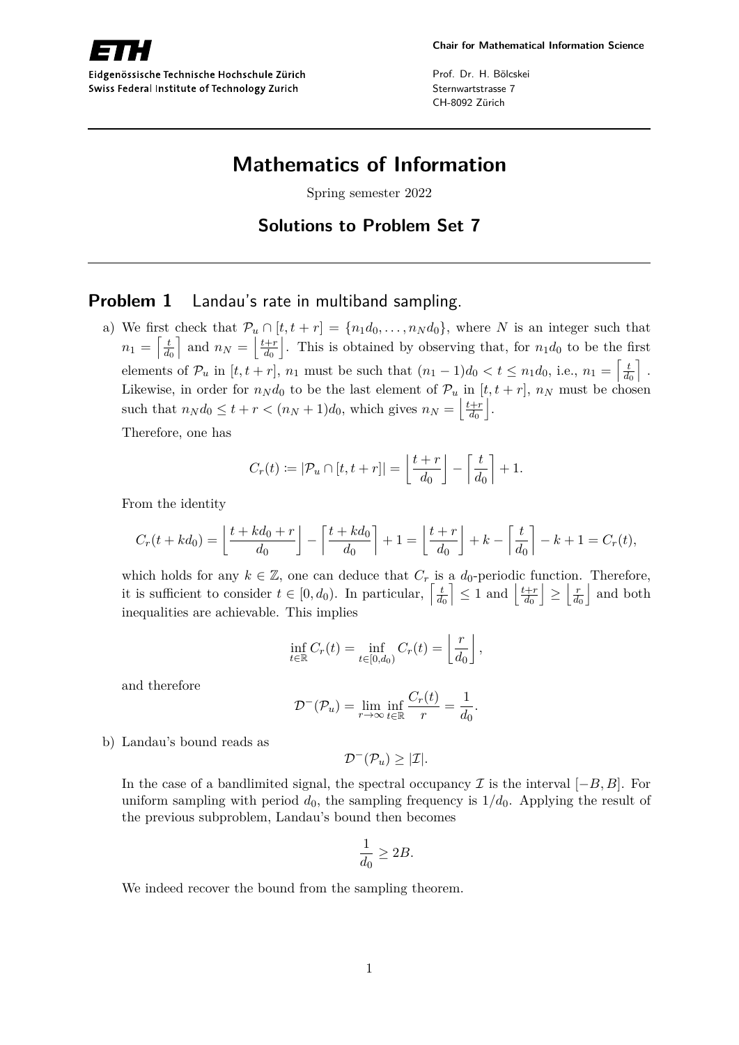ETH

Eidgenössische Technische Hochschule Zürich
Swiss Federal Institute of Technology Zurich

**Chair for Mathematical Information Science**

Prof. Dr. H. Bölcskei
Sternwartstrasse 7
CH-8092 Zürich

# Mathematics of Information

Spring semester 2022

## Solutions to Problem Set 7

### Problem 1 Landau's rate in multiband sampling.

a) We first check that $\mathcal{P}_u \cap [t, t+r] = \{n_1 d_0, \ldots, n_N d_0\}$, where $N$ is an integer such that $n_1 = \left\lceil \frac{t}{d_0} \right\rceil$ and $n_N = \left\lfloor \frac{t+r}{d_0} \right\rfloor$. This is obtained by observing that, for $n_1 d_0$ to be the first elements of $\mathcal{P}_u$ in $[t, t+r]$, $n_1$ must be such that $(n_1 - 1)d_0 < t \leq n_1 d_0$, i.e., $n_1 = \left\lceil \frac{t}{d_0} \right\rceil$. Likewise, in order for $n_N d_0$ to be the last element of $\mathcal{P}_u$ in $[t, t+r]$, $n_N$ must be chosen such that $n_N d_0 \leq t + r < (n_N + 1)d_0$, which gives $n_N = \left\lfloor \frac{t+r}{d_0} \right\rfloor$.

Therefore, one has

$$C_r(t) \coloneqq |\mathcal{P}_u \cap [t, t+r]| = \left\lfloor \frac{t+r}{d_0} \right\rfloor - \left\lceil \frac{t}{d_0} \right\rceil + 1.$$

From the identity

$$C_r(t + kd_0) = \left\lfloor \frac{t + kd_0 + r}{d_0} \right\rfloor - \left\lceil \frac{t + kd_0}{d_0} \right\rceil + 1 = \left\lfloor \frac{t+r}{d_0} \right\rfloor + k - \left\lceil \frac{t}{d_0} \right\rceil - k + 1 = C_r(t),$$

which holds for any $k \in \mathbb{Z}$, one can deduce that $C_r$ is a $d_0$-periodic function. Therefore, it is sufficient to consider $t \in [0, d_0)$. In particular, $\left\lceil \frac{t}{d_0} \right\rceil \leq 1$ and $\left\lfloor \frac{t+r}{d_0} \right\rfloor \geq \left\lfloor \frac{r}{d_0} \right\rfloor$ and both inequalities are achievable. This implies

$$\inf_{t \in \mathbb{R}} C_r(t) = \inf_{t \in [0, d_0)} C_r(t) = \left\lfloor \frac{r}{d_0} \right\rfloor,$$

and therefore

$$\mathcal{D}^-(\mathcal{P}_u) = \lim_{r \to \infty} \inf_{t \in \mathbb{R}} \frac{C_r(t)}{r} = \frac{1}{d_0}.$$

b) Landau's bound reads as

$$\mathcal{D}^-(\mathcal{P}_u) \geq |\mathcal{I}|.$$

In the case of a bandlimited signal, the spectral occupancy $\mathcal{I}$ is the interval $[-B, B]$. For uniform sampling with period $d_0$, the sampling frequency is $1/d_0$. Applying the result of the previous subproblem, Landau's bound then becomes

$$\frac{1}{d_0} \geq 2B.$$

We indeed recover the bound from the sampling theorem.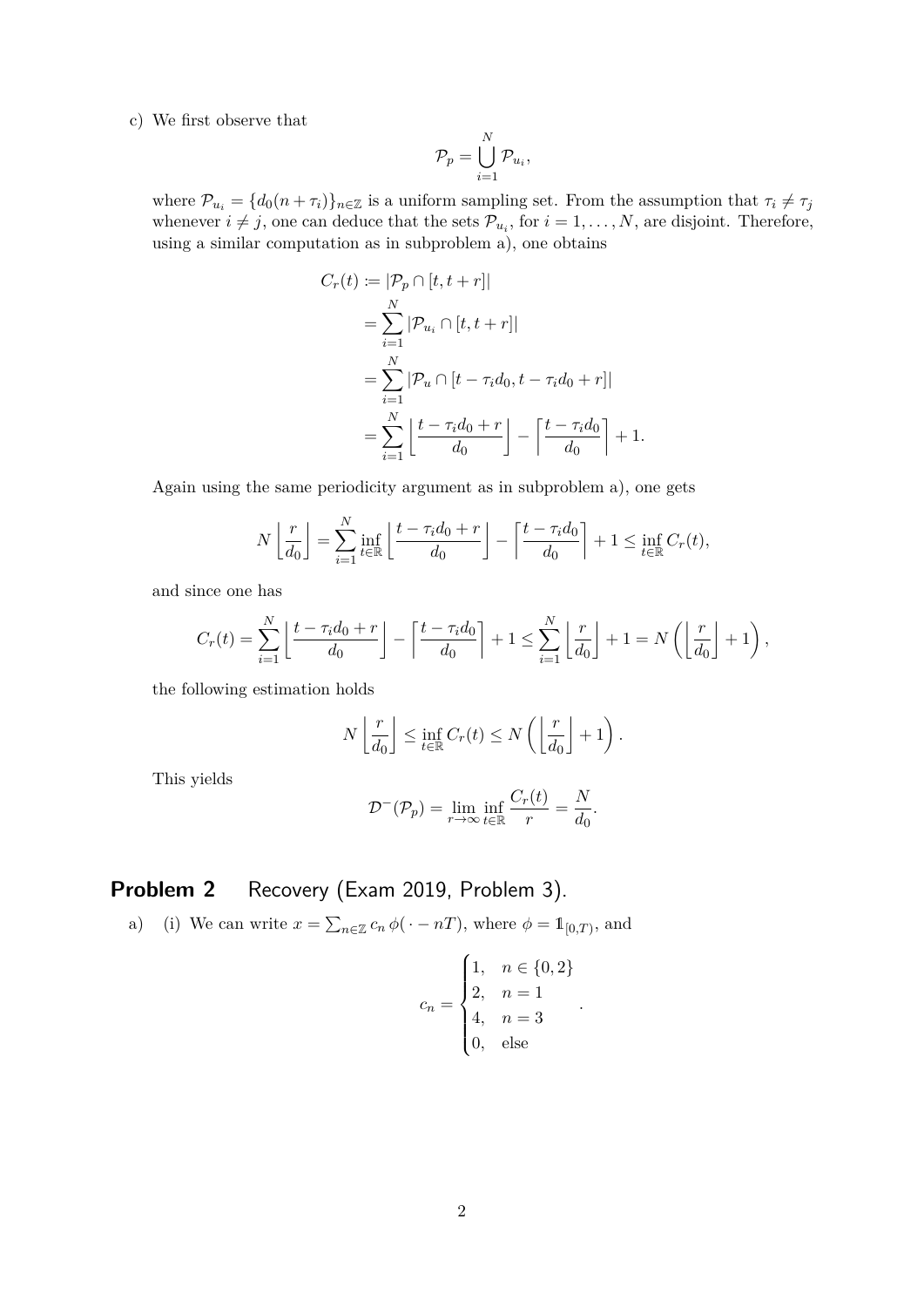c) We first observe that

$$\mathcal{P}_p = \bigcup_{i=1}^{N} \mathcal{P}_{u_i},$$

where $\mathcal{P}_{u_i} = \{d_0(n+\tau_i)\}_{n\in\mathbb{Z}}$ is a uniform sampling set. From the assumption that $\tau_i \neq \tau_j$ whenever $i \neq j$, one can deduce that the sets $\mathcal{P}_{u_i}$, for $i = 1, \ldots, N$, are disjoint. Therefore, using a similar computation as in subproblem a), one obtains

$$\begin{aligned}
C_r(t) &:= |\mathcal{P}_p \cap [t, t+r]| \\
&= \sum_{i=1}^{N} |\mathcal{P}_{u_i} \cap [t, t+r]| \\
&= \sum_{i=1}^{N} |\mathcal{P}_u \cap [t - \tau_i d_0, t - \tau_i d_0 + r]| \\
&= \sum_{i=1}^{N} \left\lfloor \frac{t - \tau_i d_0 + r}{d_0} \right\rfloor - \left\lceil \frac{t - \tau_i d_0}{d_0} \right\rceil + 1.
\end{aligned}$$

Again using the same periodicity argument as in subproblem a), one gets

$$N \left\lfloor \frac{r}{d_0} \right\rfloor = \sum_{i=1}^{N} \inf_{t\in\mathbb{R}} \left\lfloor \frac{t - \tau_i d_0 + r}{d_0} \right\rfloor - \left\lceil \frac{t - \tau_i d_0}{d_0} \right\rceil + 1 \leq \inf_{t\in\mathbb{R}} C_r(t),$$

and since one has

$$C_r(t) = \sum_{i=1}^{N} \left\lfloor \frac{t - \tau_i d_0 + r}{d_0} \right\rfloor - \left\lceil \frac{t - \tau_i d_0}{d_0} \right\rceil + 1 \leq \sum_{i=1}^{N} \left\lfloor \frac{r}{d_0} \right\rfloor + 1 = N \left( \left\lfloor \frac{r}{d_0} \right\rfloor + 1 \right),$$

the following estimation holds

$$N \left\lfloor \frac{r}{d_0} \right\rfloor \leq \inf_{t\in\mathbb{R}} C_r(t) \leq N \left( \left\lfloor \frac{r}{d_0} \right\rfloor + 1 \right).$$

This yields

$$\mathcal{D}^-(\mathcal{P}_p) = \lim_{r\to\infty} \inf_{t\in\mathbb{R}} \frac{C_r(t)}{r} = \frac{N}{d_0}.$$

## Problem 2 Recovery (Exam 2019, Problem 3).

a) (i) We can write $x = \sum_{n\in\mathbb{Z}} c_n \, \phi(\cdot - nT)$, where $\phi = \mathbb{1}_{[0,T)}$, and

$$c_n = \begin{cases} 1, & n \in \{0, 2\} \\ 2, & n = 1 \\ 4, & n = 3 \\ 0, & \text{else} \end{cases}.$$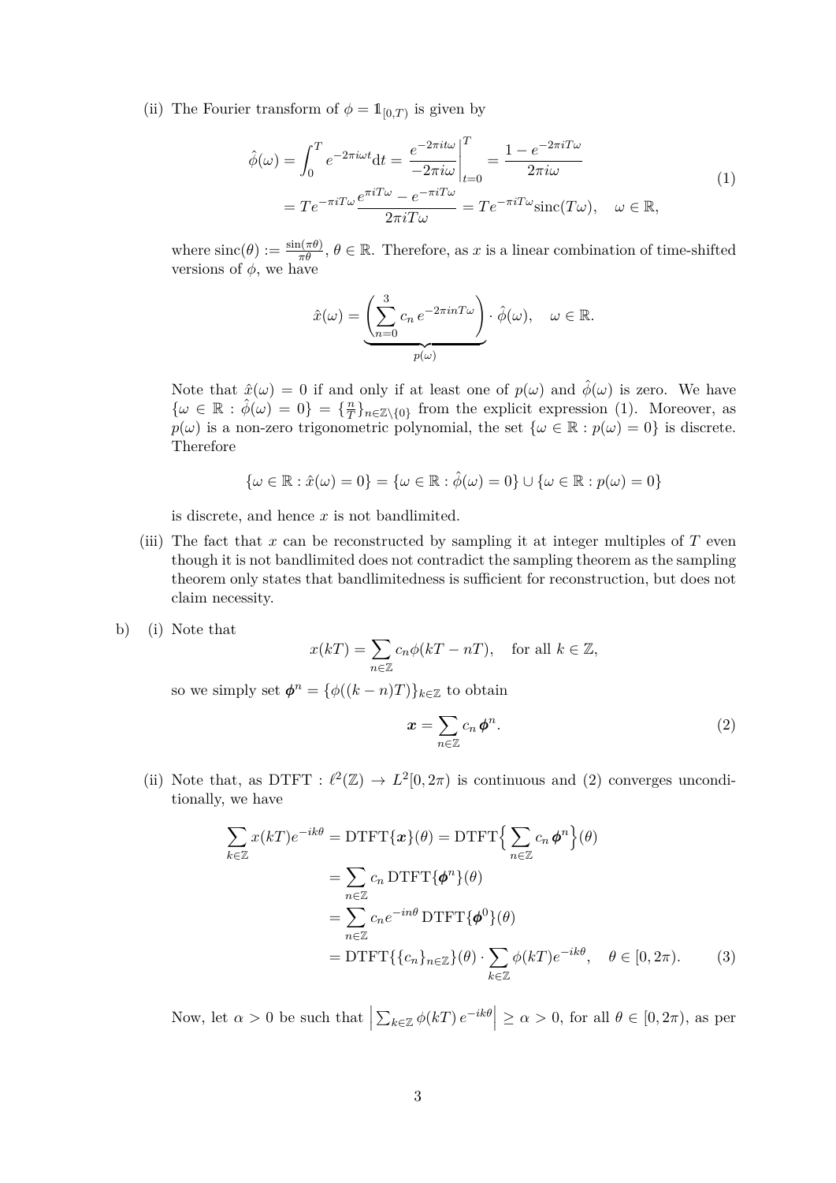(ii) The Fourier transform of $\phi = \mathbb{1}_{[0,T)}$ is given by

$$
\begin{aligned}
\hat{\phi}(\omega) &= \int_0^T e^{-2\pi i \omega t} \mathrm{d}t = \left. \frac{e^{-2\pi i t \omega}}{-2\pi i \omega} \right|_{t=0}^{T} = \frac{1 - e^{-2\pi i T \omega}}{2\pi i \omega} \\
&= T e^{-\pi i T \omega} \frac{e^{\pi i T \omega} - e^{-\pi i T \omega}}{2\pi i T \omega} = T e^{-\pi i T \omega} \mathrm{sinc}(T\omega), \quad \omega \in \mathbb{R},
\end{aligned}
\tag{1}
$$

where $\mathrm{sinc}(\theta) := \frac{\sin(\pi\theta)}{\pi\theta}$, $\theta \in \mathbb{R}$. Therefore, as $x$ is a linear combination of time-shifted versions of $\phi$, we have

$$
\hat{x}(\omega) = \underbrace{\left( \sum_{n=0}^{3} c_n \, e^{-2\pi i n T \omega} \right)}_{p(\omega)} \cdot \hat{\phi}(\omega), \quad \omega \in \mathbb{R}.
$$

Note that $\hat{x}(\omega) = 0$ if and only if at least one of $p(\omega)$ and $\hat{\phi}(\omega)$ is zero. We have $\{\omega \in \mathbb{R} : \hat{\phi}(\omega) = 0\} = \{\frac{n}{T}\}_{n \in \mathbb{Z}\setminus\{0\}}$ from the explicit expression (1). Moreover, as $p(\omega)$ is a non-zero trigonometric polynomial, the set $\{\omega \in \mathbb{R} : p(\omega) = 0\}$ is discrete. Therefore

$$
\{\omega \in \mathbb{R} : \hat{x}(\omega) = 0\} = \{\omega \in \mathbb{R} : \hat{\phi}(\omega) = 0\} \cup \{\omega \in \mathbb{R} : p(\omega) = 0\}
$$

is discrete, and hence $x$ is not bandlimited.

(iii) The fact that $x$ can be reconstructed by sampling it at integer multiples of $T$ even though it is not bandlimited does not contradict the sampling theorem as the sampling theorem only states that bandlimitedness is sufficient for reconstruction, but does not claim necessity.

b) (i) Note that

$$
x(kT) = \sum_{n \in \mathbb{Z}} c_n \phi(kT - nT), \quad \text{for all } k \in \mathbb{Z},
$$

so we simply set $\boldsymbol{\phi}^n = \{\phi((k-n)T)\}_{k \in \mathbb{Z}}$ to obtain

$$
\boldsymbol{x} = \sum_{n \in \mathbb{Z}} c_n \, \boldsymbol{\phi}^n. \tag{2}
$$

(ii) Note that, as $\mathrm{DTFT} : \ell^2(\mathbb{Z}) \to L^2[0, 2\pi)$ is continuous and (2) converges unconditionally, we have

$$
\begin{aligned}
\sum_{k \in \mathbb{Z}} x(kT) e^{-ik\theta} &= \mathrm{DTFT}\{\boldsymbol{x}\}(\theta) = \mathrm{DTFT}\Big\{ \sum_{n \in \mathbb{Z}} c_n \, \boldsymbol{\phi}^n \Big\}(\theta) \\
&= \sum_{n \in \mathbb{Z}} c_n \, \mathrm{DTFT}\{\boldsymbol{\phi}^n\}(\theta) \\
&= \sum_{n \in \mathbb{Z}} c_n e^{-in\theta} \, \mathrm{DTFT}\{\boldsymbol{\phi}^0\}(\theta) \\
&= \mathrm{DTFT}\{\{c_n\}_{n \in \mathbb{Z}}\}(\theta) \cdot \sum_{k \in \mathbb{Z}} \phi(kT) e^{-ik\theta}, \quad \theta \in [0, 2\pi).
\end{aligned}
\tag{3}
$$

Now, let $\alpha > 0$ be such that $\left| \sum_{k \in \mathbb{Z}} \phi(kT) \, e^{-ik\theta} \right| \geq \alpha > 0$, for all $\theta \in [0, 2\pi)$, as per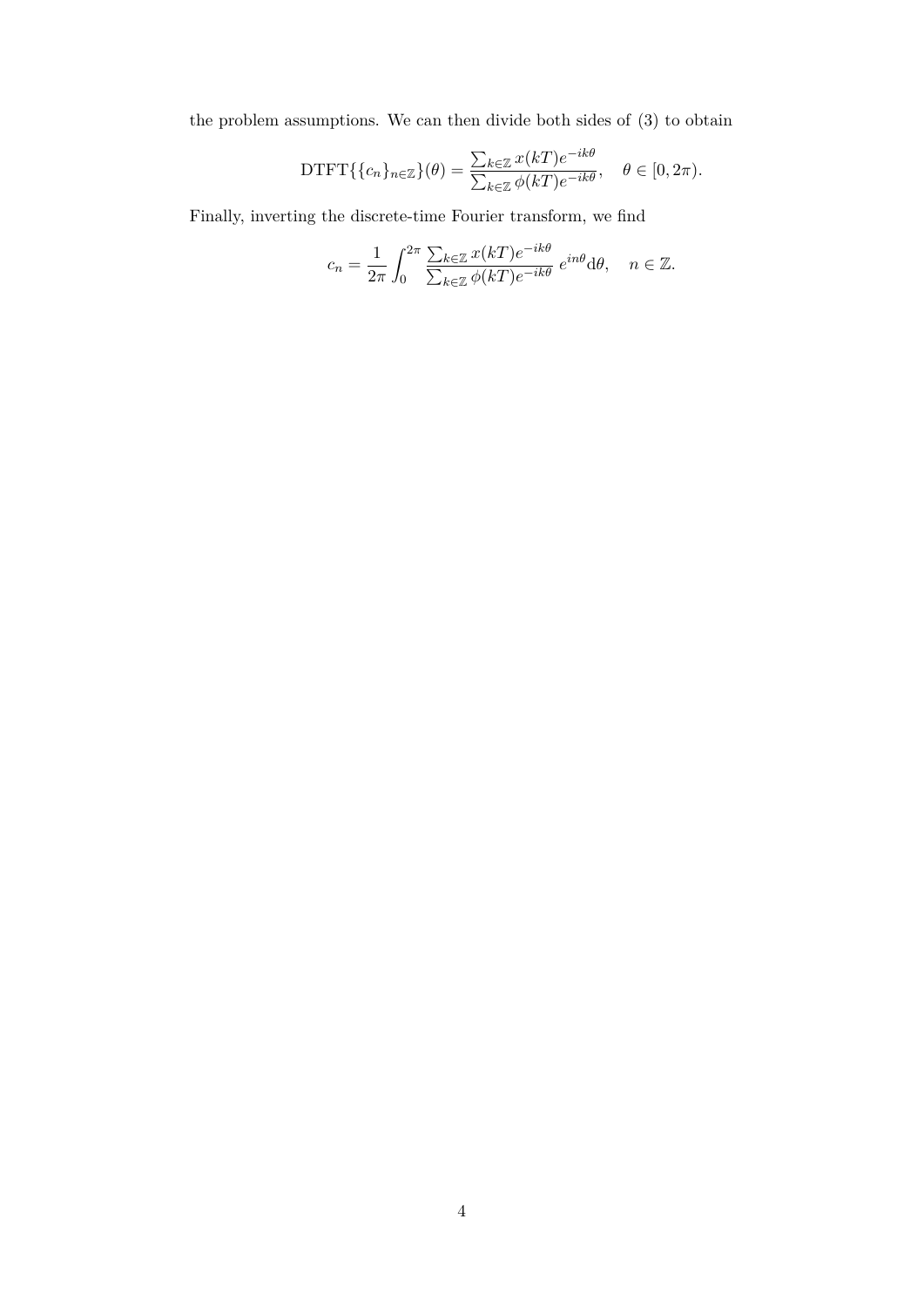the problem assumptions. We can then divide both sides of (3) to obtain

$$\mathrm{DTFT}\{\{c_n\}_{n\in\mathbb{Z}}\}(\theta) = \frac{\sum_{k\in\mathbb{Z}} x(kT)e^{-ik\theta}}{\sum_{k\in\mathbb{Z}} \phi(kT)e^{-ik\theta}}, \quad \theta \in [0, 2\pi).$$

Finally, inverting the discrete-time Fourier transform, we find

$$c_n = \frac{1}{2\pi}\int_0^{2\pi} \frac{\sum_{k\in\mathbb{Z}} x(kT)e^{-ik\theta}}{\sum_{k\in\mathbb{Z}} \phi(kT)e^{-ik\theta}}\, e^{in\theta}\mathrm{d}\theta, \quad n \in \mathbb{Z}.$$